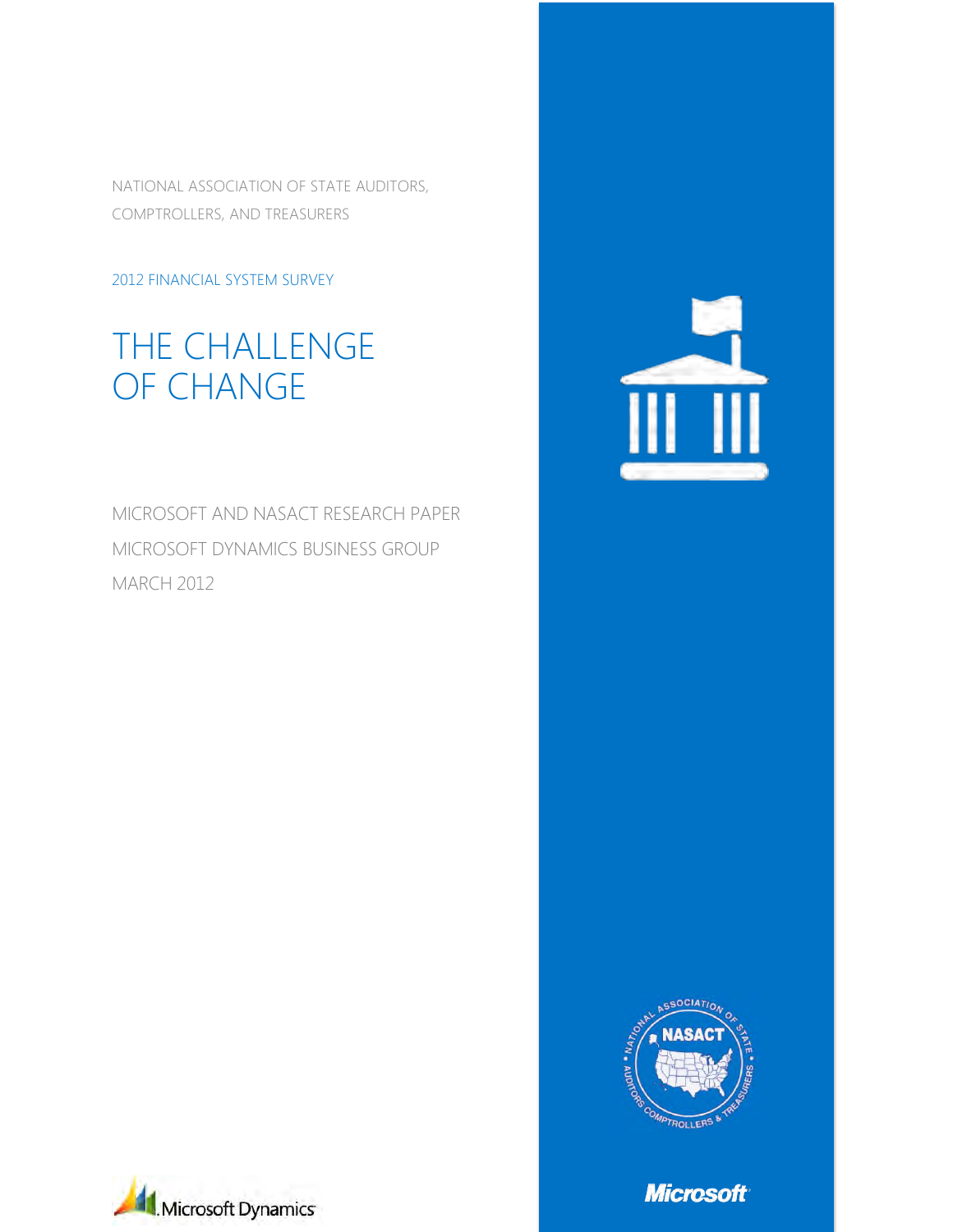NATIONAL ASSOCIATION OF STATE AUDITORS, COMPTROLLERS, AND TREASURERS

2012 FINANCIAL SYSTEM SURVEY

# THE CHALLENGE OF CHANGE

MICROSOFT AND NASACT RESEARCH PAPER

MICROSOFT DYNAMICS BUSINESS GROUP

MARCH 2012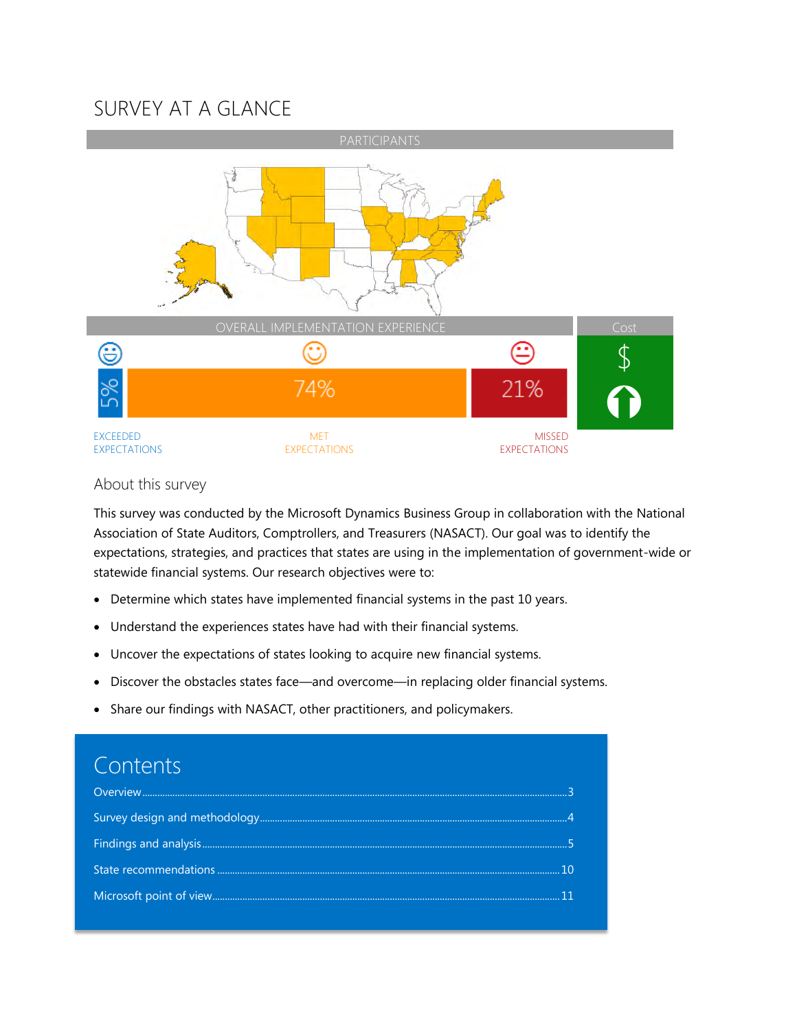# SURVEY AT A GLANCE

PARTICIPANTS

OVERALL IMPLEMENTATION EXPERIENCE

| 5% | 74% | 21% |
|---|---|---|
| EXCEEDED EXPECTATIONS | MET EXPECTATIONS | MISSED EXPECTATIONS |

Cost

$

## About this survey

This survey was conducted by the Microsoft Dynamics Business Group in collaboration with the National Association of State Auditors, Comptrollers, and Treasurers (NASACT). Our goal was to identify the expectations, strategies, and practices that states are using in the implementation of government-wide or statewide financial systems. Our research objectives were to:

- Determine which states have implemented financial systems in the past 10 years.
- Understand the experiences states have had with their financial systems.
- Uncover the expectations of states looking to acquire new financial systems.
- Discover the obstacles states face—and overcome—in replacing older financial systems.
- Share our findings with NASACT, other practitioners, and policymakers.

## Contents

Overview ........ 3
Survey design and methodology ........ 4
Findings and analysis ........ 5
State recommendations ........ 10
Microsoft point of view ........ 11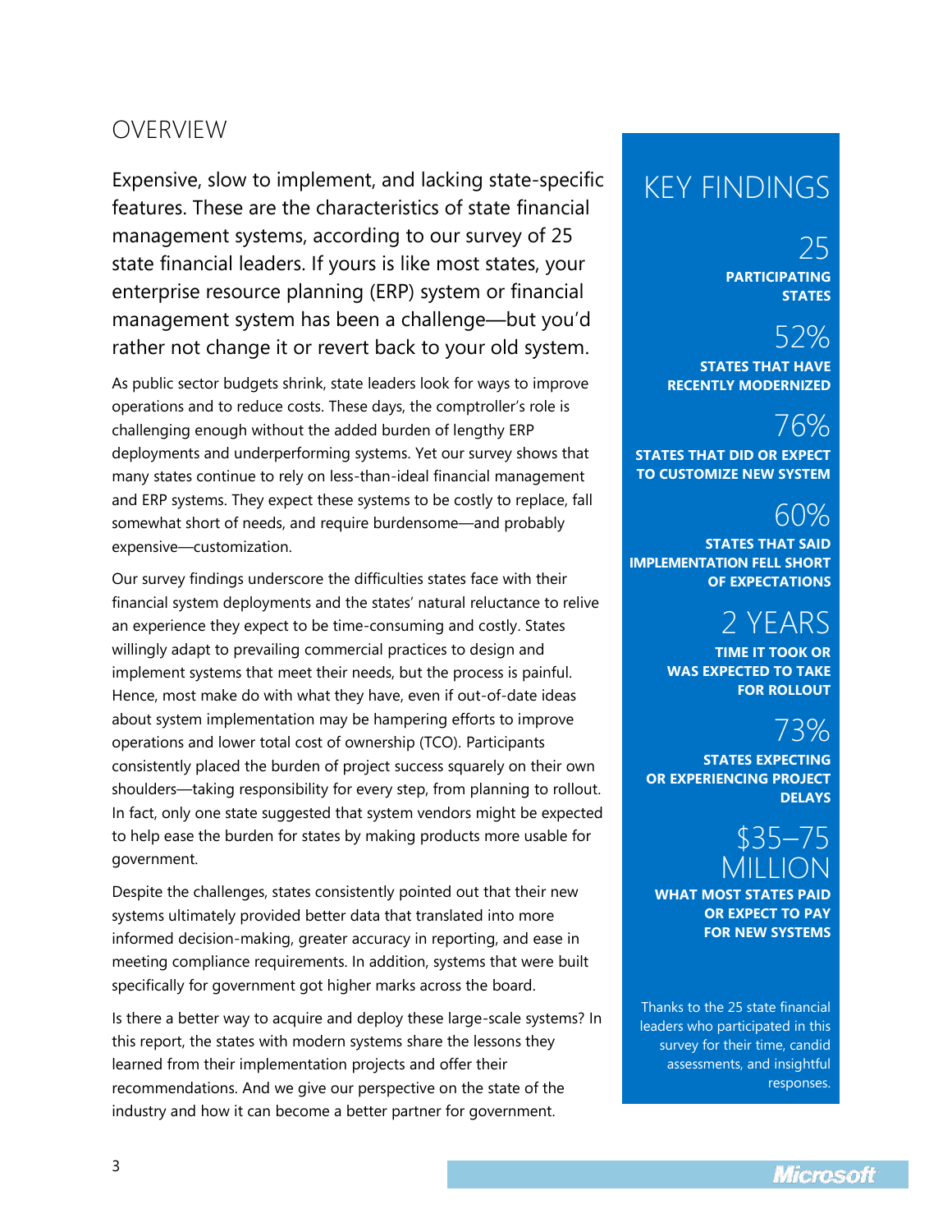## OVERVIEW

Expensive, slow to implement, and lacking state-specific features. These are the characteristics of state financial management systems, according to our survey of 25 state financial leaders. If yours is like most states, your enterprise resource planning (ERP) system or financial management system has been a challenge—but you'd rather not change it or revert back to your old system.

As public sector budgets shrink, state leaders look for ways to improve operations and to reduce costs. These days, the comptroller's role is challenging enough without the added burden of lengthy ERP deployments and underperforming systems. Yet our survey shows that many states continue to rely on less-than-ideal financial management and ERP systems. They expect these systems to be costly to replace, fall somewhat short of needs, and require burdensome—and probably expensive—customization.

Our survey findings underscore the difficulties states face with their financial system deployments and the states' natural reluctance to relive an experience they expect to be time-consuming and costly. States willingly adapt to prevailing commercial practices to design and implement systems that meet their needs, but the process is painful. Hence, most make do with what they have, even if out-of-date ideas about system implementation may be hampering efforts to improve operations and lower total cost of ownership (TCO). Participants consistently placed the burden of project success squarely on their own shoulders—taking responsibility for every step, from planning to rollout. In fact, only one state suggested that system vendors might be expected to help ease the burden for states by making products more usable for government.

Despite the challenges, states consistently pointed out that their new systems ultimately provided better data that translated into more informed decision-making, greater accuracy in reporting, and ease in meeting compliance requirements. In addition, systems that were built specifically for government got higher marks across the board.

Is there a better way to acquire and deploy these large-scale systems? In this report, the states with modern systems share the lessons they learned from their implementation projects and offer their recommendations. And we give our perspective on the state of the industry and how it can become a better partner for government.

## KEY FINDINGS

**25**
**PARTICIPATING STATES**

**52%**
**STATES THAT HAVE RECENTLY MODERNIZED**

**76%**
**STATES THAT DID OR EXPECT TO CUSTOMIZE NEW SYSTEM**

**60%**
**STATES THAT SAID IMPLEMENTATION FELL SHORT OF EXPECTATIONS**

**2 YEARS**
**TIME IT TOOK OR WAS EXPECTED TO TAKE FOR ROLLOUT**

**73%**
**STATES EXPECTING OR EXPERIENCING PROJECT DELAYS**

**$35–75 MILLION**
**WHAT MOST STATES PAID OR EXPECT TO PAY FOR NEW SYSTEMS**

Thanks to the 25 state financial leaders who participated in this survey for their time, candid assessments, and insightful responses.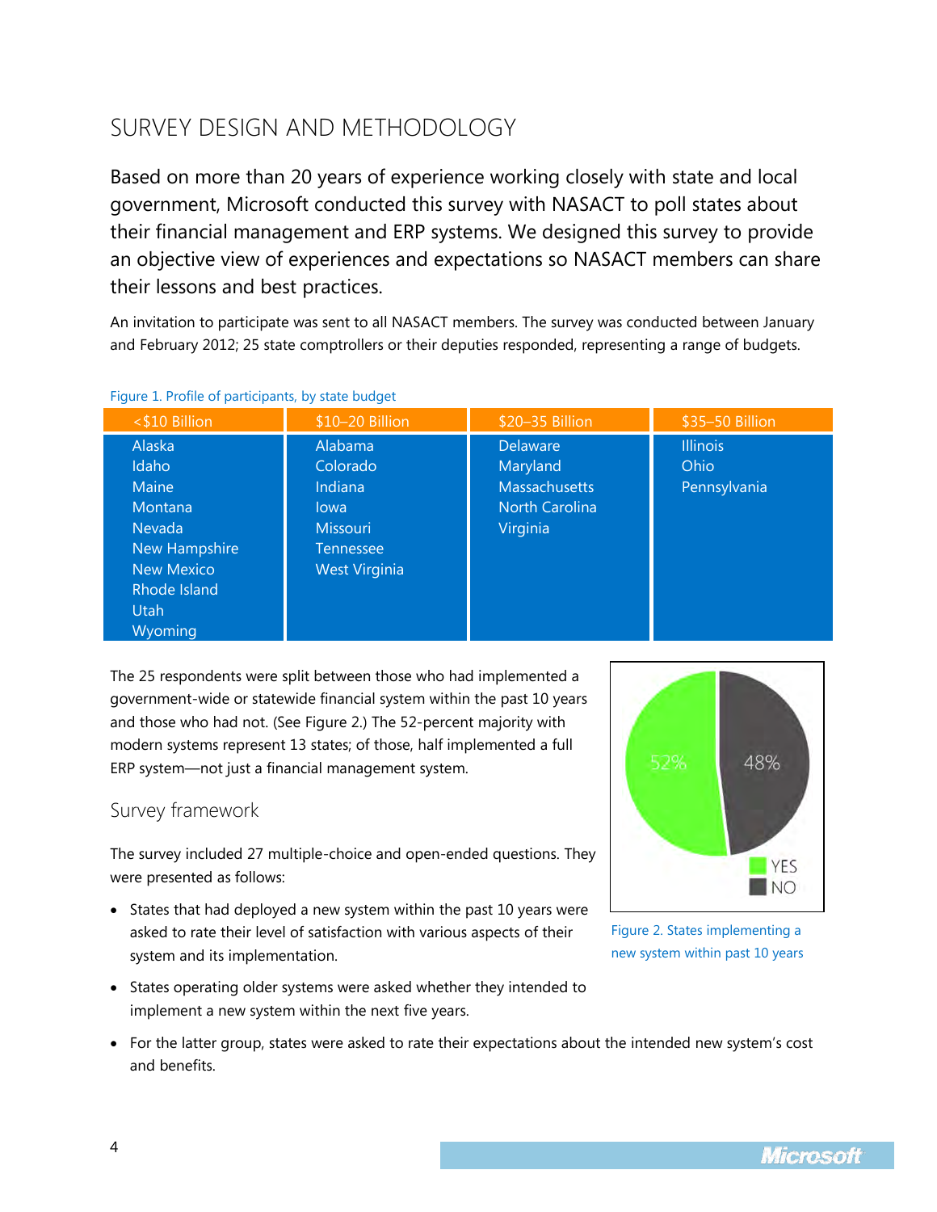# SURVEY DESIGN AND METHODOLOGY

Based on more than 20 years of experience working closely with state and local government, Microsoft conducted this survey with NASACT to poll states about their financial management and ERP systems. We designed this survey to provide an objective view of experiences and expectations so NASACT members can share their lessons and best practices.

An invitation to participate was sent to all NASACT members. The survey was conducted between January and February 2012; 25 state comptrollers or their deputies responded, representing a range of budgets.

Figure 1. Profile of participants, by state budget

| <$10 Billion | $10–20 Billion | $20–35 Billion | $35–50 Billion |
|---|---|---|---|
| Alaska | Alabama | Delaware | Illinois |
| Idaho | Colorado | Maryland | Ohio |
| Maine | Indiana | Massachusetts | Pennsylvania |
| Montana | Iowa | North Carolina | |
| Nevada | Missouri | Virginia | |
| New Hampshire | Tennessee | | |
| New Mexico | West Virginia | | |
| Rhode Island | | | |
| Utah | | | |
| Wyoming | | | |

The 25 respondents were split between those who had implemented a government-wide or statewide financial system within the past 10 years and those who had not. (See Figure 2.) The 52-percent majority with modern systems represent 13 states; of those, half implemented a full ERP system—not just a financial management system.

| | |
|---|---|
| YES | 52% |
| NO | 48% |

Figure 2. States implementing a new system within past 10 years

## Survey framework

The survey included 27 multiple-choice and open-ended questions. They were presented as follows:

- States that had deployed a new system within the past 10 years were asked to rate their level of satisfaction with various aspects of their system and its implementation.
- States operating older systems were asked whether they intended to implement a new system within the next five years.
- For the latter group, states were asked to rate their expectations about the intended new system's cost and benefits.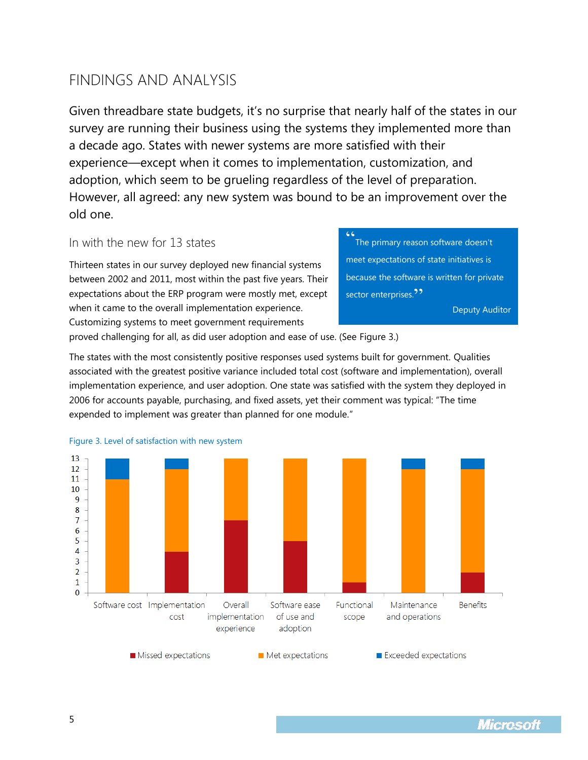# FINDINGS AND ANALYSIS

Given threadbare state budgets, it's no surprise that nearly half of the states in our survey are running their business using the systems they implemented more than a decade ago. States with newer systems are more satisfied with their experience—except when it comes to implementation, customization, and adoption, which seem to be grueling regardless of the level of preparation. However, all agreed: any new system was bound to be an improvement over the old one.

## In with the new for 13 states

> "The primary reason software doesn't meet expectations of state initiatives is because the software is written for private sector enterprises."
>
> Deputy Auditor

Thirteen states in our survey deployed new financial systems between 2002 and 2011, most within the past five years. Their expectations about the ERP program were mostly met, except when it came to the overall implementation experience. Customizing systems to meet government requirements proved challenging for all, as did user adoption and ease of use. (See Figure 3.)

The states with the most consistently positive responses used systems built for government. Qualities associated with the greatest positive variance included total cost (software and implementation), overall implementation experience, and user adoption. One state was satisfied with the system they deployed in 2006 for accounts payable, purchasing, and fixed assets, yet their comment was typical: "The time expended to implement was greater than planned for one module."

Figure 3. Level of satisfaction with new system

| | Missed expectations | Met expectations | Exceeded expectations |
|---|---|---|---|
| Software cost | 0 | 11 | 2 |
| Implementation cost | 4 | 8 | 1 |
| Overall implementation experience | 7 | 6 | 0 |
| Software ease of use and adoption | 5 | 8 | 0 |
| Functional scope | 1 | 12 | 0 |
| Maintenance and operations | 0 | 12 | 1 |
| Benefits | 2 | 10 | 1 |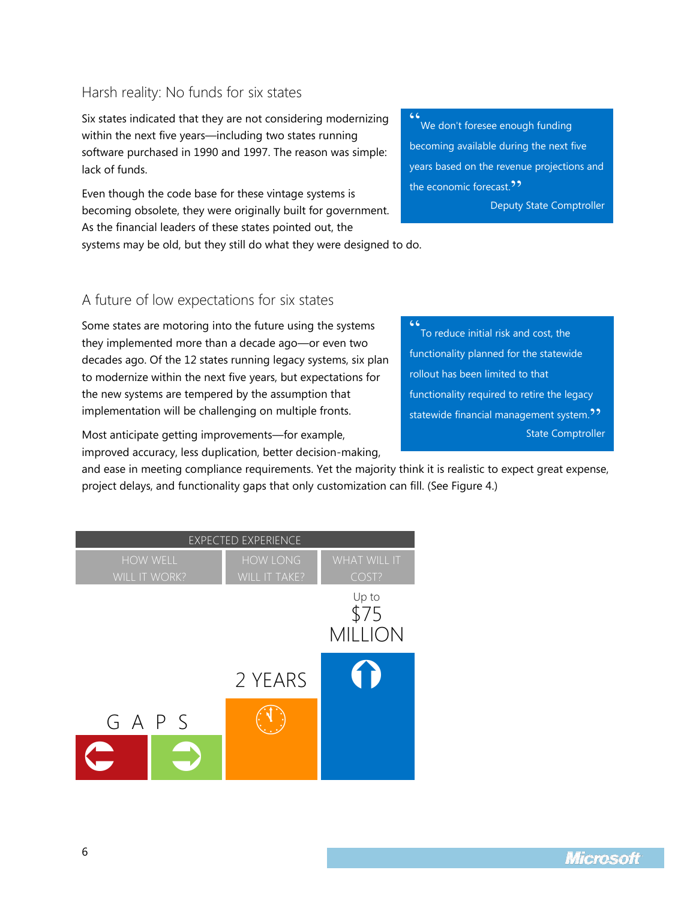## Harsh reality: No funds for six states

Six states indicated that they are not considering modernizing within the next five years—including two states running software purchased in 1990 and 1997. The reason was simple: lack of funds.

Even though the code base for these vintage systems is becoming obsolete, they were originally built for government. As the financial leaders of these states pointed out, the systems may be old, but they still do what they were designed to do.

> "We don't foresee enough funding becoming available during the next five years based on the revenue projections and the economic forecast."
>
> Deputy State Comptroller

## A future of low expectations for six states

Some states are motoring into the future using the systems they implemented more than a decade ago—or even two decades ago. Of the 12 states running legacy systems, six plan to modernize within the next five years, but expectations for the new systems are tempered by the assumption that implementation will be challenging on multiple fronts.

Most anticipate getting improvements—for example, improved accuracy, less duplication, better decision-making, and ease in meeting compliance requirements. Yet the majority think it is realistic to expect great expense, project delays, and functionality gaps that only customization can fill. (See Figure 4.)

> "To reduce initial risk and cost, the functionality planned for the statewide rollout has been limited to that functionality required to retire the legacy statewide financial management system."
>
> State Comptroller

| EXPECTED EXPERIENCE | | |
|---|---|---|
| HOW WELL WILL IT WORK? | HOW LONG WILL IT TAKE? | WHAT WILL IT COST? |
| GAPS | 2 YEARS | Up to $75 MILLION |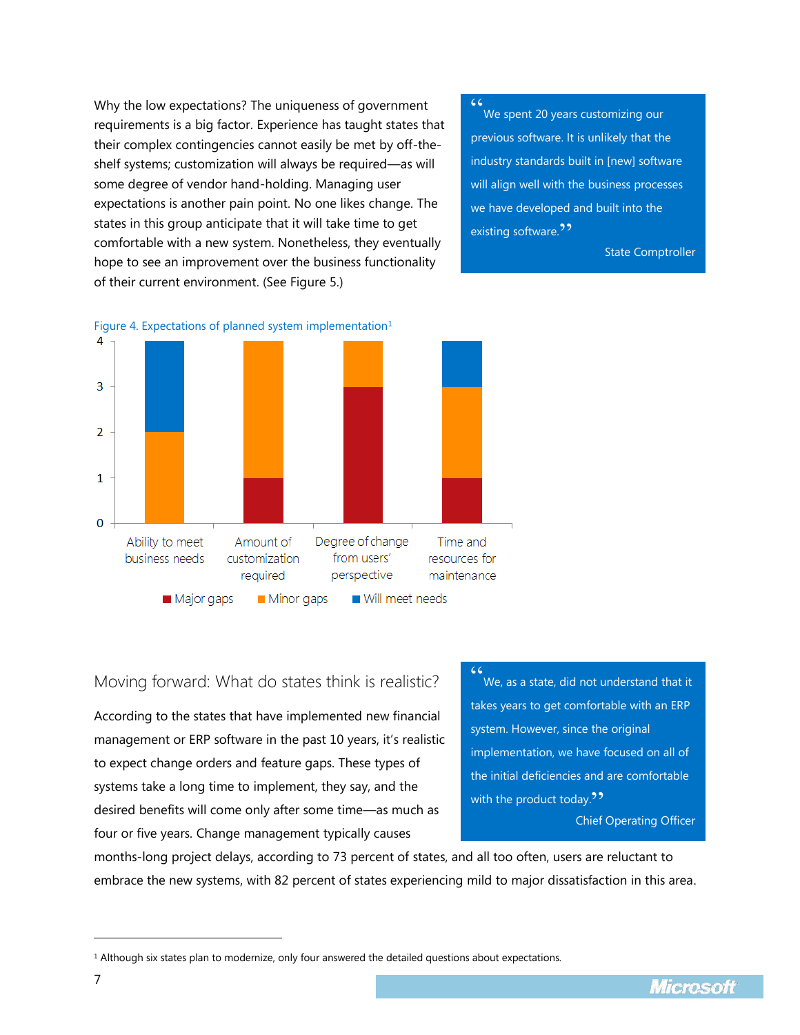Why the low expectations? The uniqueness of government requirements is a big factor. Experience has taught states that their complex contingencies cannot easily be met by off-the-shelf systems; customization will always be required—as will some degree of vendor hand-holding. Managing user expectations is another pain point. No one likes change. The states in this group anticipate that it will take time to get comfortable with a new system. Nonetheless, they eventually hope to see an improvement over the business functionality of their current environment. (See Figure 5.)

> "We spent 20 years customizing our previous software. It is unlikely that the industry standards built in [new] software will align well with the business processes we have developed and built into the existing software."
>
> State Comptroller

Figure 4. Expectations of planned system implementation[1]

| | Major gaps | Minor gaps | Will meet needs |
|---|---|---|---|
| Ability to meet business needs | 0 | 2 | 2 |
| Amount of customization required | 1 | 3 | 0 |
| Degree of change from users' perspective | 3 | 1 | 0 |
| Time and resources for maintenance | 1 | 2 | 1 |

## Moving forward: What do states think is realistic?

> "We, as a state, did not understand that it takes years to get comfortable with an ERP system. However, since the original implementation, we have focused on all of the initial deficiencies and are comfortable with the product today."
>
> Chief Operating Officer

According to the states that have implemented new financial management or ERP software in the past 10 years, it's realistic to expect change orders and feature gaps. These types of systems take a long time to implement, they say, and the desired benefits will come only after some time—as much as four or five years. Change management typically causes months-long project delays, according to 73 percent of states, and all too often, users are reluctant to embrace the new systems, with 82 percent of states experiencing mild to major dissatisfaction in this area.

[1] Although six states plan to modernize, only four answered the detailed questions about expectations.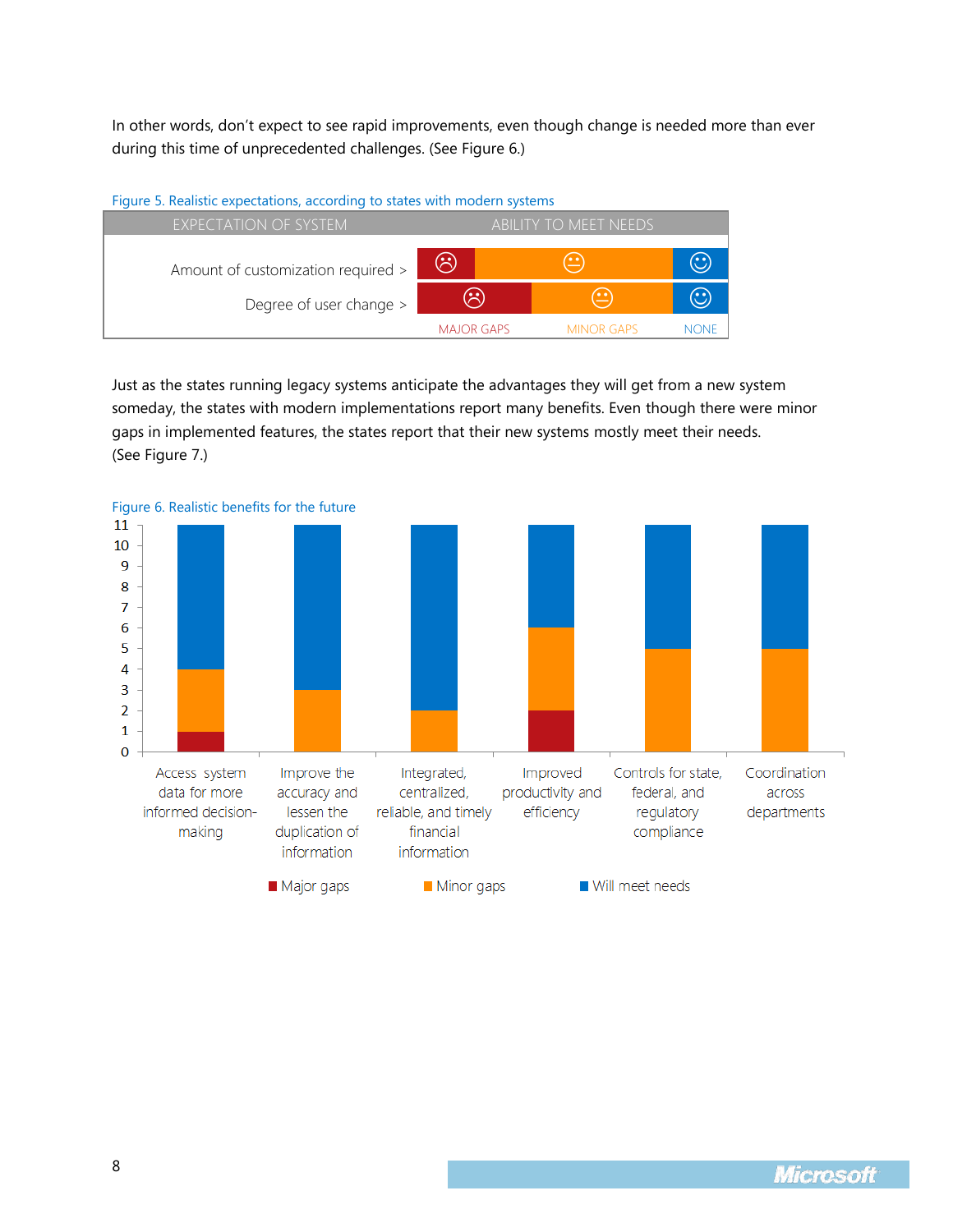In other words, don't expect to see rapid improvements, even though change is needed more than ever during this time of unprecedented challenges. (See Figure 6.)

Figure 5. Realistic expectations, according to states with modern systems

| EXPECTATION OF SYSTEM | ABILITY TO MEET NEEDS |
|---|---|
| Amount of customization required > | |
| Degree of user change > | |
| | MAJOR GAPS / MINOR GAPS / NONE |

Just as the states running legacy systems anticipate the advantages they will get from a new system someday, the states with modern implementations report many benefits. Even though there were minor gaps in implemented features, the states report that their new systems mostly meet their needs. (See Figure 7.)

Figure 6. Realistic benefits for the future

| | Major gaps | Minor gaps | Will meet needs |
|---|---|---|---|
| Access system data for more informed decision-making | 1 | 3 | 7 |
| Improve the accuracy and lessen the duplication of information | 0 | 3 | 8 |
| Integrated, centralized, reliable, and timely financial information | 0 | 2 | 9 |
| Improved productivity and efficiency | 2 | 4 | 5 |
| Controls for state, federal, and regulatory compliance | 0 | 5 | 6 |
| Coordination across departments | 0 | 5 | 6 |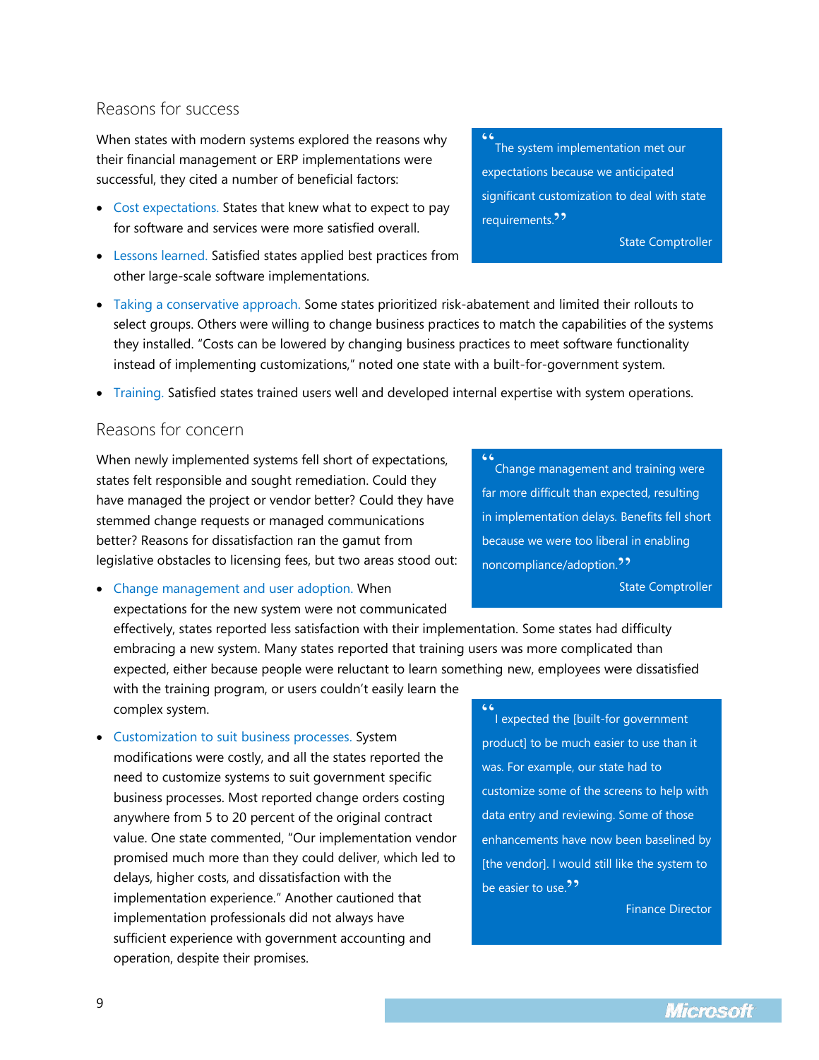## Reasons for success

When states with modern systems explored the reasons why their financial management or ERP implementations were successful, they cited a number of beneficial factors:

> "The system implementation met our expectations because we anticipated significant customization to deal with state requirements."
>
> State Comptroller

- Cost expectations. States that knew what to expect to pay for software and services were more satisfied overall.
- Lessons learned. Satisfied states applied best practices from other large-scale software implementations.
- Taking a conservative approach. Some states prioritized risk-abatement and limited their rollouts to select groups. Others were willing to change business practices to match the capabilities of the systems they installed. "Costs can be lowered by changing business practices to meet software functionality instead of implementing customizations," noted one state with a built-for-government system.
- Training. Satisfied states trained users well and developed internal expertise with system operations.

## Reasons for concern

When newly implemented systems fell short of expectations, states felt responsible and sought remediation. Could they have managed the project or vendor better? Could they have stemmed change requests or managed communications better? Reasons for dissatisfaction ran the gamut from legislative obstacles to licensing fees, but two areas stood out:

> "Change management and training were far more difficult than expected, resulting in implementation delays. Benefits fell short because we were too liberal in enabling noncompliance/adoption."
>
> State Comptroller

- Change management and user adoption. When expectations for the new system were not communicated effectively, states reported less satisfaction with their implementation. Some states had difficulty embracing a new system. Many states reported that training users was more complicated than expected, either because people were reluctant to learn something new, employees were dissatisfied with the training program, or users couldn't easily learn the complex system.
- Customization to suit business processes. System modifications were costly, and all the states reported the need to customize systems to suit government specific business processes. Most reported change orders costing anywhere from 5 to 20 percent of the original contract value. One state commented, "Our implementation vendor promised much more than they could deliver, which led to delays, higher costs, and dissatisfaction with the implementation experience." Another cautioned that implementation professionals did not always have sufficient experience with government accounting and operation, despite their promises.

> "I expected the [built-for government product] to be much easier to use than it was. For example, our state had to customize some of the screens to help with data entry and reviewing. Some of those enhancements have now been baselined by [the vendor]. I would still like the system to be easier to use."
>
> Finance Director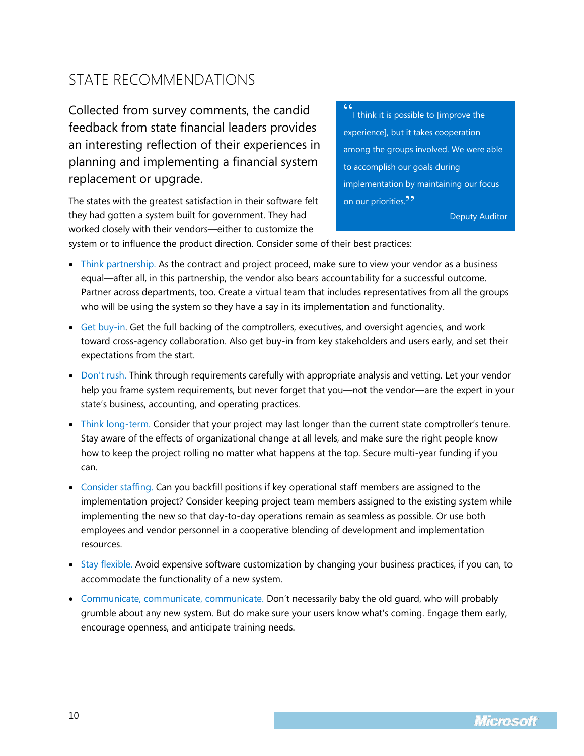## STATE RECOMMENDATIONS

Collected from survey comments, the candid feedback from state financial leaders provides an interesting reflection of their experiences in planning and implementing a financial system replacement or upgrade.

> "I think it is possible to [improve the experience], but it takes cooperation among the groups involved. We were able to accomplish our goals during implementation by maintaining our focus on our priorities."
>
> Deputy Auditor

The states with the greatest satisfaction in their software felt they had gotten a system built for government. They had worked closely with their vendors—either to customize the system or to influence the product direction. Consider some of their best practices:

- Think partnership. As the contract and project proceed, make sure to view your vendor as a business equal—after all, in this partnership, the vendor also bears accountability for a successful outcome. Partner across departments, too. Create a virtual team that includes representatives from all the groups who will be using the system so they have a say in its implementation and functionality.
- Get buy-in. Get the full backing of the comptrollers, executives, and oversight agencies, and work toward cross-agency collaboration. Also get buy-in from key stakeholders and users early, and set their expectations from the start.
- Don't rush. Think through requirements carefully with appropriate analysis and vetting. Let your vendor help you frame system requirements, but never forget that you—not the vendor—are the expert in your state's business, accounting, and operating practices.
- Think long-term. Consider that your project may last longer than the current state comptroller's tenure. Stay aware of the effects of organizational change at all levels, and make sure the right people know how to keep the project rolling no matter what happens at the top. Secure multi-year funding if you can.
- Consider staffing. Can you backfill positions if key operational staff members are assigned to the implementation project? Consider keeping project team members assigned to the existing system while implementing the new so that day-to-day operations remain as seamless as possible. Or use both employees and vendor personnel in a cooperative blending of development and implementation resources.
- Stay flexible. Avoid expensive software customization by changing your business practices, if you can, to accommodate the functionality of a new system.
- Communicate, communicate, communicate. Don't necessarily baby the old guard, who will probably grumble about any new system. But do make sure your users know what's coming. Engage them early, encourage openness, and anticipate training needs.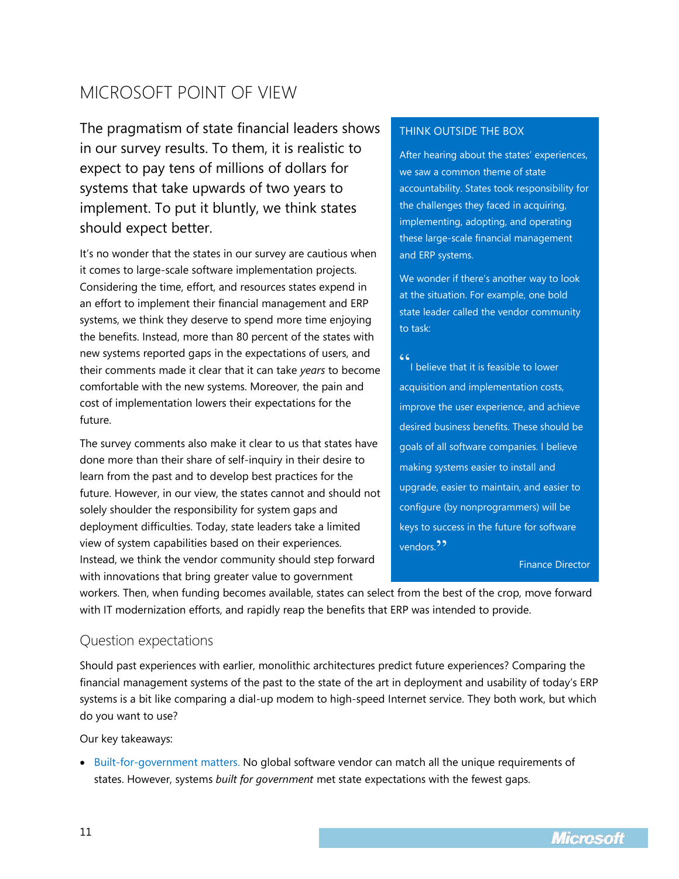# MICROSOFT POINT OF VIEW

The pragmatism of state financial leaders shows in our survey results. To them, it is realistic to expect to pay tens of millions of dollars for systems that take upwards of two years to implement. To put it bluntly, we think states should expect better.

It's no wonder that the states in our survey are cautious when it comes to large-scale software implementation projects. Considering the time, effort, and resources states expend in an effort to implement their financial management and ERP systems, we think they deserve to spend more time enjoying the benefits. Instead, more than 80 percent of the states with new systems reported gaps in the expectations of users, and their comments made it clear that it can take *years* to become comfortable with the new systems. Moreover, the pain and cost of implementation lowers their expectations for the future.

The survey comments also make it clear to us that states have done more than their share of self-inquiry in their desire to learn from the past and to develop best practices for the future. However, in our view, the states cannot and should not solely shoulder the responsibility for system gaps and deployment difficulties. Today, state leaders take a limited view of system capabilities based on their experiences. Instead, we think the vendor community should step forward with innovations that bring greater value to government workers. Then, when funding becomes available, states can select from the best of the crop, move forward with IT modernization efforts, and rapidly reap the benefits that ERP was intended to provide.

### THINK OUTSIDE THE BOX

After hearing about the states' experiences, we saw a common theme of state accountability. States took responsibility for the challenges they faced in acquiring, implementing, adopting, and operating these large-scale financial management and ERP systems.

We wonder if there's another way to look at the situation. For example, one bold state leader called the vendor community to task:

> "I believe that it is feasible to lower acquisition and implementation costs, improve the user experience, and achieve desired business benefits. These should be goals of all software companies. I believe making systems easier to install and upgrade, easier to maintain, and easier to configure (by nonprogrammers) will be keys to success in the future for software vendors."
>
> Finance Director

## Question expectations

Should past experiences with earlier, monolithic architectures predict future experiences? Comparing the financial management systems of the past to the state of the art in deployment and usability of today's ERP systems is a bit like comparing a dial-up modem to high-speed Internet service. They both work, but which do you want to use?

Our key takeaways:

- Built-for-government matters. No global software vendor can match all the unique requirements of states. However, systems *built for government* met state expectations with the fewest gaps.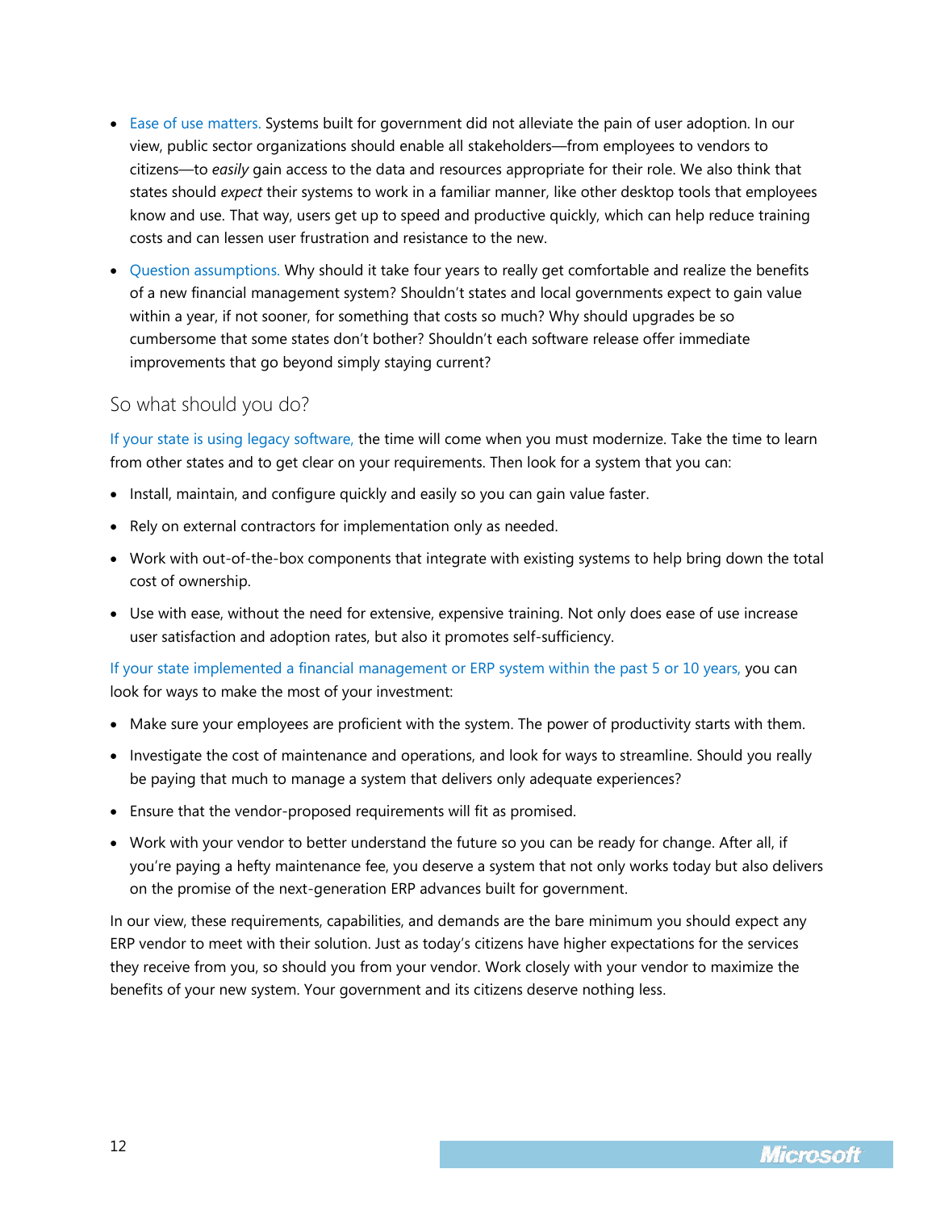- Ease of use matters. Systems built for government did not alleviate the pain of user adoption. In our view, public sector organizations should enable all stakeholders—from employees to vendors to citizens—to *easily* gain access to the data and resources appropriate for their role. We also think that states should *expect* their systems to work in a familiar manner, like other desktop tools that employees know and use. That way, users get up to speed and productive quickly, which can help reduce training costs and can lessen user frustration and resistance to the new.
- Question assumptions. Why should it take four years to really get comfortable and realize the benefits of a new financial management system? Shouldn't states and local governments expect to gain value within a year, if not sooner, for something that costs so much? Why should upgrades be so cumbersome that some states don't bother? Shouldn't each software release offer immediate improvements that go beyond simply staying current?

## So what should you do?

If your state is using legacy software, the time will come when you must modernize. Take the time to learn from other states and to get clear on your requirements. Then look for a system that you can:

- Install, maintain, and configure quickly and easily so you can gain value faster.
- Rely on external contractors for implementation only as needed.
- Work with out-of-the-box components that integrate with existing systems to help bring down the total cost of ownership.
- Use with ease, without the need for extensive, expensive training. Not only does ease of use increase user satisfaction and adoption rates, but also it promotes self-sufficiency.

If your state implemented a financial management or ERP system within the past 5 or 10 years, you can look for ways to make the most of your investment:

- Make sure your employees are proficient with the system. The power of productivity starts with them.
- Investigate the cost of maintenance and operations, and look for ways to streamline. Should you really be paying that much to manage a system that delivers only adequate experiences?
- Ensure that the vendor-proposed requirements will fit as promised.
- Work with your vendor to better understand the future so you can be ready for change. After all, if you're paying a hefty maintenance fee, you deserve a system that not only works today but also delivers on the promise of the next-generation ERP advances built for government.

In our view, these requirements, capabilities, and demands are the bare minimum you should expect any ERP vendor to meet with their solution. Just as today's citizens have higher expectations for the services they receive from you, so should you from your vendor. Work closely with your vendor to maximize the benefits of your new system. Your government and its citizens deserve nothing less.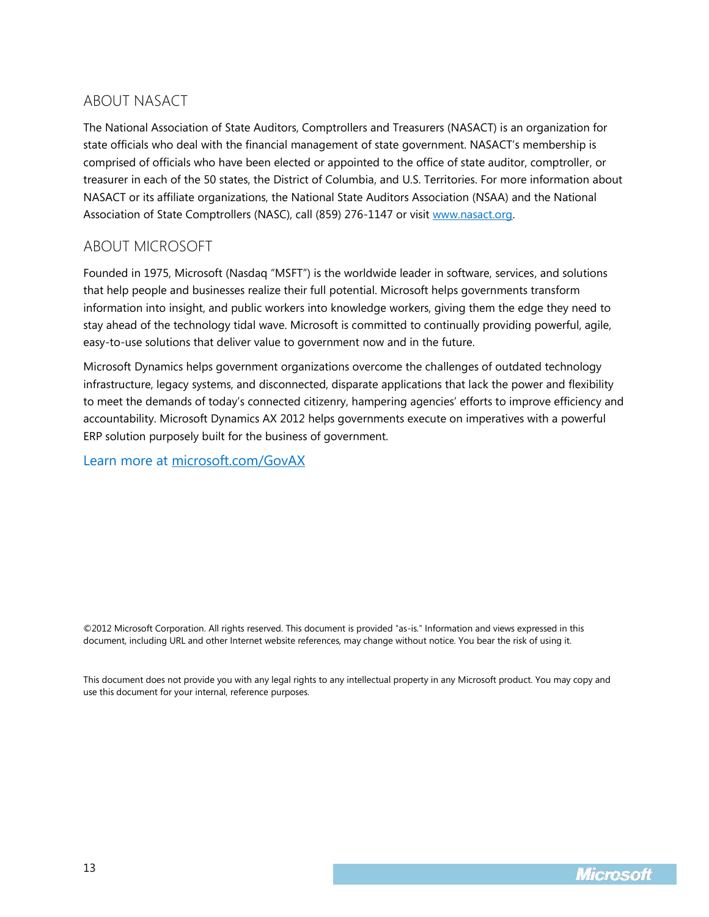## ABOUT NASACT

The National Association of State Auditors, Comptrollers and Treasurers (NASACT) is an organization for state officials who deal with the financial management of state government. NASACT's membership is comprised of officials who have been elected or appointed to the office of state auditor, comptroller, or treasurer in each of the 50 states, the District of Columbia, and U.S. Territories. For more information about NASACT or its affiliate organizations, the National State Auditors Association (NSAA) and the National Association of State Comptrollers (NASC), call (859) 276-1147 or visit www.nasact.org.

## ABOUT MICROSOFT

Founded in 1975, Microsoft (Nasdaq "MSFT") is the worldwide leader in software, services, and solutions that help people and businesses realize their full potential. Microsoft helps governments transform information into insight, and public workers into knowledge workers, giving them the edge they need to stay ahead of the technology tidal wave. Microsoft is committed to continually providing powerful, agile, easy-to-use solutions that deliver value to government now and in the future.

Microsoft Dynamics helps government organizations overcome the challenges of outdated technology infrastructure, legacy systems, and disconnected, disparate applications that lack the power and flexibility to meet the demands of today's connected citizenry, hampering agencies' efforts to improve efficiency and accountability. Microsoft Dynamics AX 2012 helps governments execute on imperatives with a powerful ERP solution purposely built for the business of government.

Learn more at microsoft.com/GovAX

©2012 Microsoft Corporation. All rights reserved. This document is provided "as-is." Information and views expressed in this document, including URL and other Internet website references, may change without notice. You bear the risk of using it.

This document does not provide you with any legal rights to any intellectual property in any Microsoft product. You may copy and use this document for your internal, reference purposes.